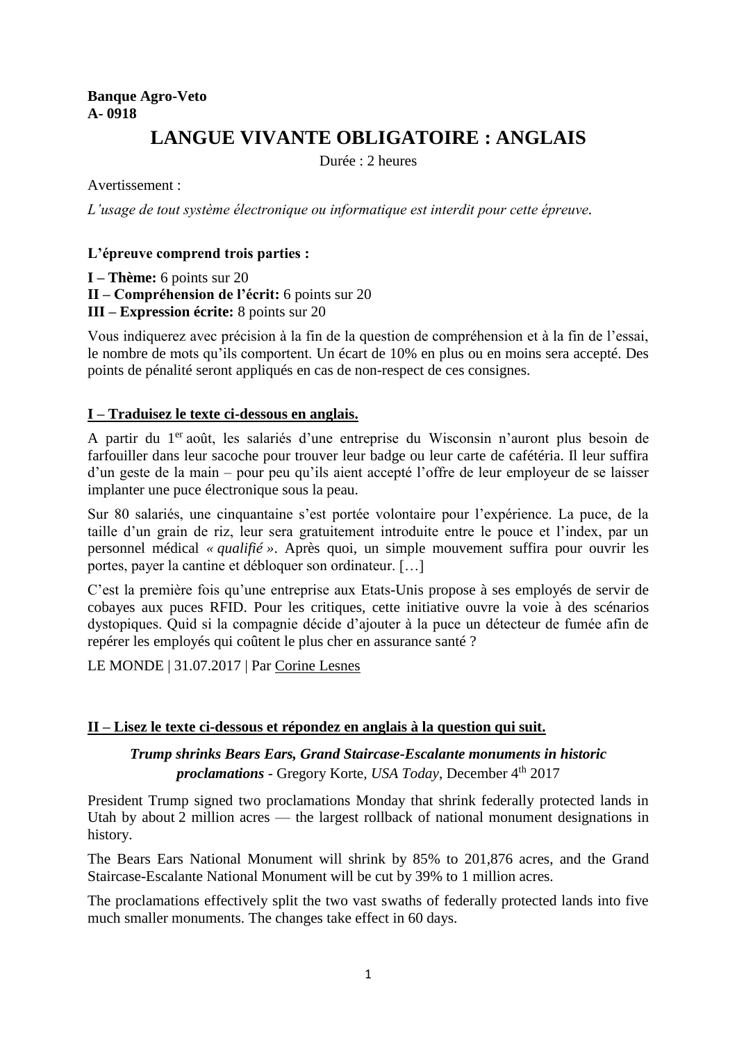**Banque Agro-Veto**
**A- 0918**

# LANGUE VIVANTE OBLIGATOIRE : ANGLAIS

Durée : 2 heures

Avertissement :

*L'usage de tout système électronique ou informatique est interdit pour cette épreuve.*

**L'épreuve comprend trois parties :**

**I – Thème:** 6 points sur 20
**II – Compréhension de l'écrit:** 6 points sur 20
**III – Expression écrite:** 8 points sur 20

Vous indiquerez avec précision à la fin de la question de compréhension et à la fin de l'essai, le nombre de mots qu'ils comportent. Un écart de 10% en plus ou en moins sera accepté. Des points de pénalité seront appliqués en cas de non-respect de ces consignes.

## I – Traduisez le texte ci-dessous en anglais.

A partir du 1er août, les salariés d'une entreprise du Wisconsin n'auront plus besoin de farfouiller dans leur sacoche pour trouver leur badge ou leur carte de cafétéria. Il leur suffira d'un geste de la main – pour peu qu'ils aient accepté l'offre de leur employeur de se laisser implanter une puce électronique sous la peau.

Sur 80 salariés, une cinquantaine s'est portée volontaire pour l'expérience. La puce, de la taille d'un grain de riz, leur sera gratuitement introduite entre le pouce et l'index, par un personnel médical *« qualifié »*. Après quoi, un simple mouvement suffira pour ouvrir les portes, payer la cantine et débloquer son ordinateur. […]

C'est la première fois qu'une entreprise aux Etats-Unis propose à ses employés de servir de cobayes aux puces RFID. Pour les critiques, cette initiative ouvre la voie à des scénarios dystopiques. Quid si la compagnie décide d'ajouter à la puce un détecteur de fumée afin de repérer les employés qui coûtent le plus cher en assurance santé ?

LE MONDE | 31.07.2017 | Par Corine Lesnes

## II – Lisez le texte ci-dessous et répondez en anglais à la question qui suit.

***Trump shrinks Bears Ears, Grand Staircase-Escalante monuments in historic proclamations*** - Gregory Korte, *USA Today*, December 4th 2017

President Trump signed two proclamations Monday that shrink federally protected lands in Utah by about 2 million acres — the largest rollback of national monument designations in history.

The Bears Ears National Monument will shrink by 85% to 201,876 acres, and the Grand Staircase-Escalante National Monument will be cut by 39% to 1 million acres.

The proclamations effectively split the two vast swaths of federally protected lands into five much smaller monuments. The changes take effect in 60 days.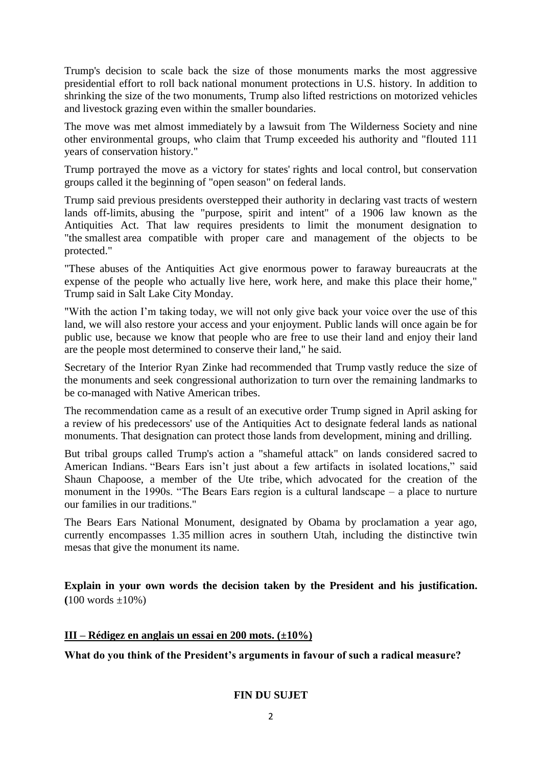Trump's decision to scale back the size of those monuments marks the most aggressive presidential effort to roll back national monument protections in U.S. history. In addition to shrinking the size of the two monuments, Trump also lifted restrictions on motorized vehicles and livestock grazing even within the smaller boundaries.

The move was met almost immediately by a lawsuit from The Wilderness Society and nine other environmental groups, who claim that Trump exceeded his authority and "flouted 111 years of conservation history."

Trump portrayed the move as a victory for states' rights and local control, but conservation groups called it the beginning of "open season" on federal lands.

Trump said previous presidents overstepped their authority in declaring vast tracts of western lands off-limits, abusing the "purpose, spirit and intent" of a 1906 law known as the Antiquities Act. That law requires presidents to limit the monument designation to "the smallest area compatible with proper care and management of the objects to be protected."

"These abuses of the Antiquities Act give enormous power to faraway bureaucrats at the expense of the people who actually live here, work here, and make this place their home," Trump said in Salt Lake City Monday.

"With the action I'm taking today, we will not only give back your voice over the use of this land, we will also restore your access and your enjoyment. Public lands will once again be for public use, because we know that people who are free to use their land and enjoy their land are the people most determined to conserve their land," he said.

Secretary of the Interior Ryan Zinke had recommended that Trump vastly reduce the size of the monuments and seek congressional authorization to turn over the remaining landmarks to be co-managed with Native American tribes.

The recommendation came as a result of an executive order Trump signed in April asking for a review of his predecessors' use of the Antiquities Act to designate federal lands as national monuments. That designation can protect those lands from development, mining and drilling.

But tribal groups called Trump's action a "shameful attack" on lands considered sacred to American Indians. "Bears Ears isn't just about a few artifacts in isolated locations," said Shaun Chapoose, a member of the Ute tribe, which advocated for the creation of the monument in the 1990s. "The Bears Ears region is a cultural landscape – a place to nurture our families in our traditions."

The Bears Ears National Monument, designated by Obama by proclamation a year ago, currently encompasses 1.35 million acres in southern Utah, including the distinctive twin mesas that give the monument its name.

**Explain in your own words the decision taken by the President and his justification. (**100 words ±10%)

## III – Rédigez en anglais un essai en 200 mots. (±10%)

**What do you think of the President's arguments in favour of such a radical measure?**

**FIN DU SUJET**